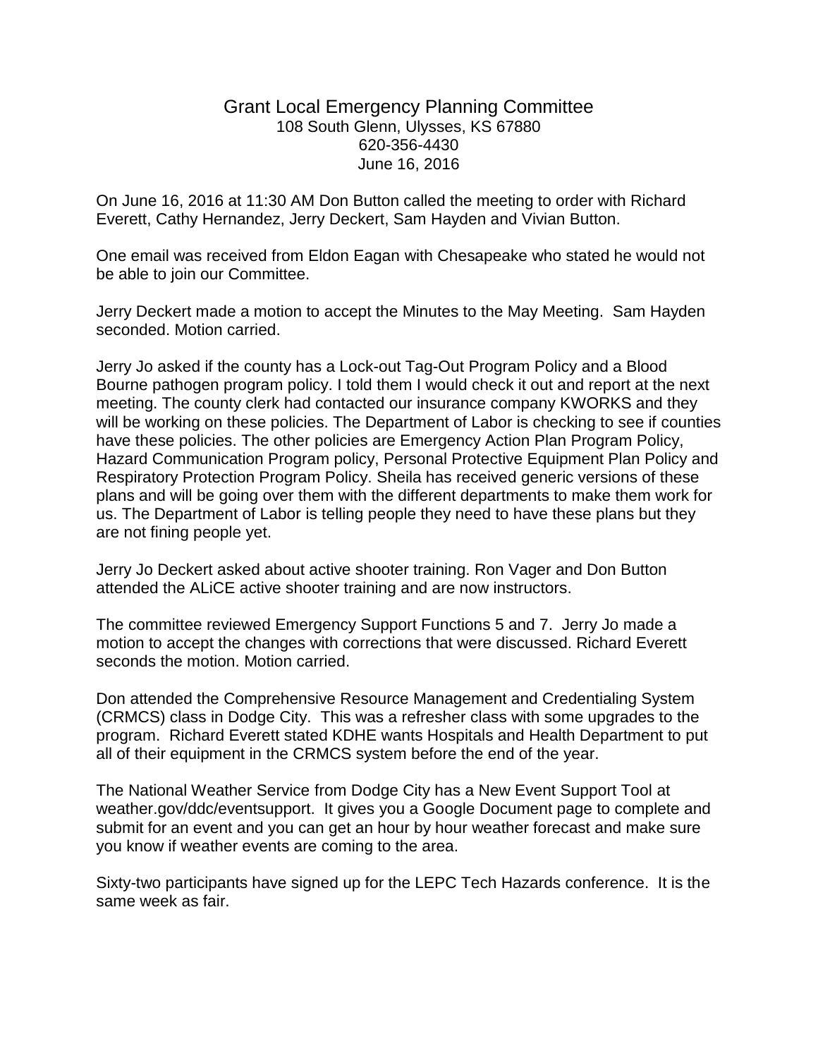# Grant Local Emergency Planning Committee

108 South Glenn, Ulysses, KS 67880
620-356-4430
June 16, 2016

On June 16, 2016 at 11:30 AM Don Button called the meeting to order with Richard Everett, Cathy Hernandez, Jerry Deckert, Sam Hayden and Vivian Button.

One email was received from Eldon Eagan with Chesapeake who stated he would not be able to join our Committee.

Jerry Deckert made a motion to accept the Minutes to the May Meeting. Sam Hayden seconded. Motion carried.

Jerry Jo asked if the county has a Lock-out Tag-Out Program Policy and a Blood Bourne pathogen program policy. I told them I would check it out and report at the next meeting. The county clerk had contacted our insurance company KWORKS and they will be working on these policies. The Department of Labor is checking to see if counties have these policies. The other policies are Emergency Action Plan Program Policy, Hazard Communication Program policy, Personal Protective Equipment Plan Policy and Respiratory Protection Program Policy. Sheila has received generic versions of these plans and will be going over them with the different departments to make them work for us. The Department of Labor is telling people they need to have these plans but they are not fining people yet.

Jerry Jo Deckert asked about active shooter training. Ron Vager and Don Button attended the ALiCE active shooter training and are now instructors.

The committee reviewed Emergency Support Functions 5 and 7. Jerry Jo made a motion to accept the changes with corrections that were discussed. Richard Everett seconds the motion. Motion carried.

Don attended the Comprehensive Resource Management and Credentialing System (CRMCS) class in Dodge City. This was a refresher class with some upgrades to the program. Richard Everett stated KDHE wants Hospitals and Health Department to put all of their equipment in the CRMCS system before the end of the year.

The National Weather Service from Dodge City has a New Event Support Tool at weather.gov/ddc/eventsupport. It gives you a Google Document page to complete and submit for an event and you can get an hour by hour weather forecast and make sure you know if weather events are coming to the area.

Sixty-two participants have signed up for the LEPC Tech Hazards conference. It is the same week as fair.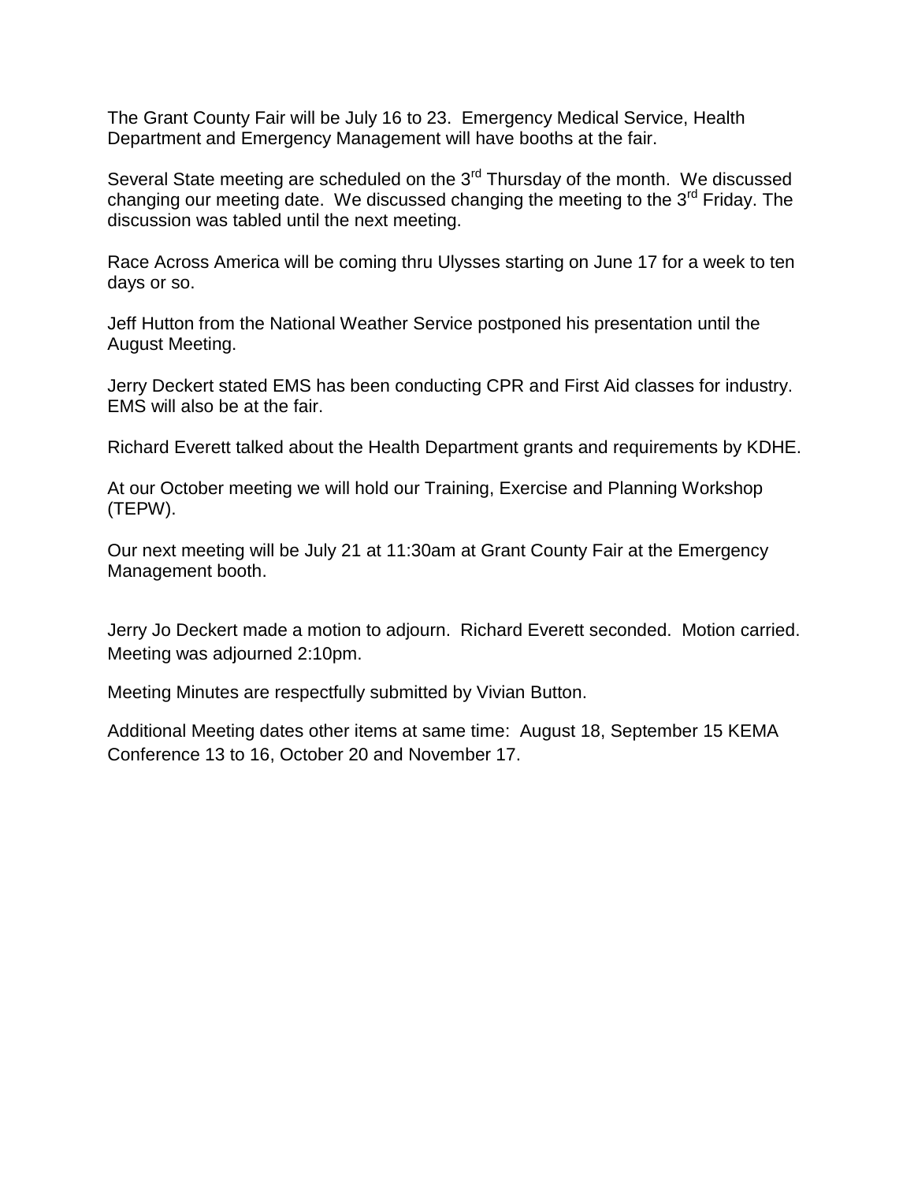The Grant County Fair will be July 16 to 23. Emergency Medical Service, Health Department and Emergency Management will have booths at the fair.

Several State meeting are scheduled on the 3rd Thursday of the month. We discussed changing our meeting date. We discussed changing the meeting to the 3rd Friday. The discussion was tabled until the next meeting.

Race Across America will be coming thru Ulysses starting on June 17 for a week to ten days or so.

Jeff Hutton from the National Weather Service postponed his presentation until the August Meeting.

Jerry Deckert stated EMS has been conducting CPR and First Aid classes for industry. EMS will also be at the fair.

Richard Everett talked about the Health Department grants and requirements by KDHE.

At our October meeting we will hold our Training, Exercise and Planning Workshop (TEPW).

Our next meeting will be July 21 at 11:30am at Grant County Fair at the Emergency Management booth.

Jerry Jo Deckert made a motion to adjourn. Richard Everett seconded. Motion carried. Meeting was adjourned 2:10pm.

Meeting Minutes are respectfully submitted by Vivian Button.

Additional Meeting dates other items at same time: August 18, September 15 KEMA Conference 13 to 16, October 20 and November 17.